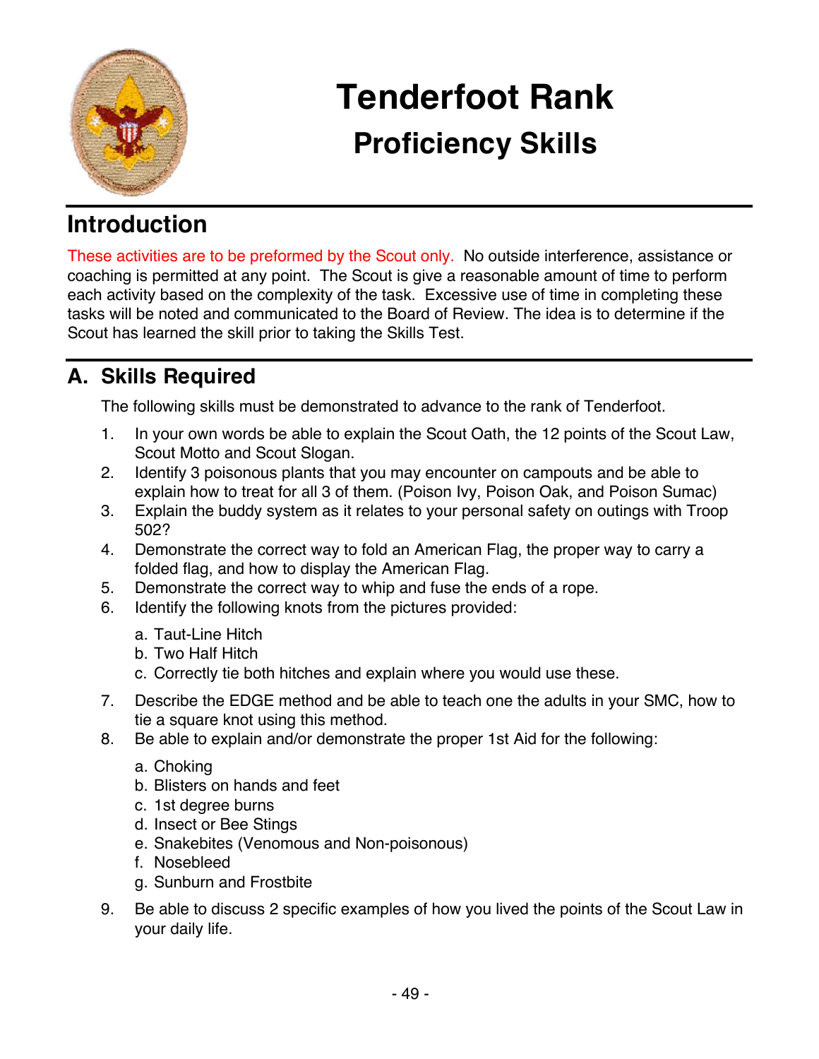# Tenderfoot Rank

## Proficiency Skills

## Introduction

These activities are to be preformed by the Scout only. No outside interference, assistance or coaching is permitted at any point. The Scout is give a reasonable amount of time to perform each activity based on the complexity of the task. Excessive use of time in completing these tasks will be noted and communicated to the Board of Review. The idea is to determine if the Scout has learned the skill prior to taking the Skills Test.

## A. Skills Required

The following skills must be demonstrated to advance to the rank of Tenderfoot.

1. In your own words be able to explain the Scout Oath, the 12 points of the Scout Law, Scout Motto and Scout Slogan.
2. Identify 3 poisonous plants that you may encounter on campouts and be able to explain how to treat for all 3 of them. (Poison Ivy, Poison Oak, and Poison Sumac)
3. Explain the buddy system as it relates to your personal safety on outings with Troop 502?
4. Demonstrate the correct way to fold an American Flag, the proper way to carry a folded flag, and how to display the American Flag.
5. Demonstrate the correct way to whip and fuse the ends of a rope.
6. Identify the following knots from the pictures provided:
   a. Taut-Line Hitch
   b. Two Half Hitch
   c. Correctly tie both hitches and explain where you would use these.
7. Describe the EDGE method and be able to teach one the adults in your SMC, how to tie a square knot using this method.
8. Be able to explain and/or demonstrate the proper 1st Aid for the following:
   a. Choking
   b. Blisters on hands and feet
   c. 1st degree burns
   d. Insect or Bee Stings
   e. Snakebites (Venomous and Non-poisonous)
   f. Nosebleed
   g. Sunburn and Frostbite
9. Be able to discuss 2 specific examples of how you lived the points of the Scout Law in your daily life.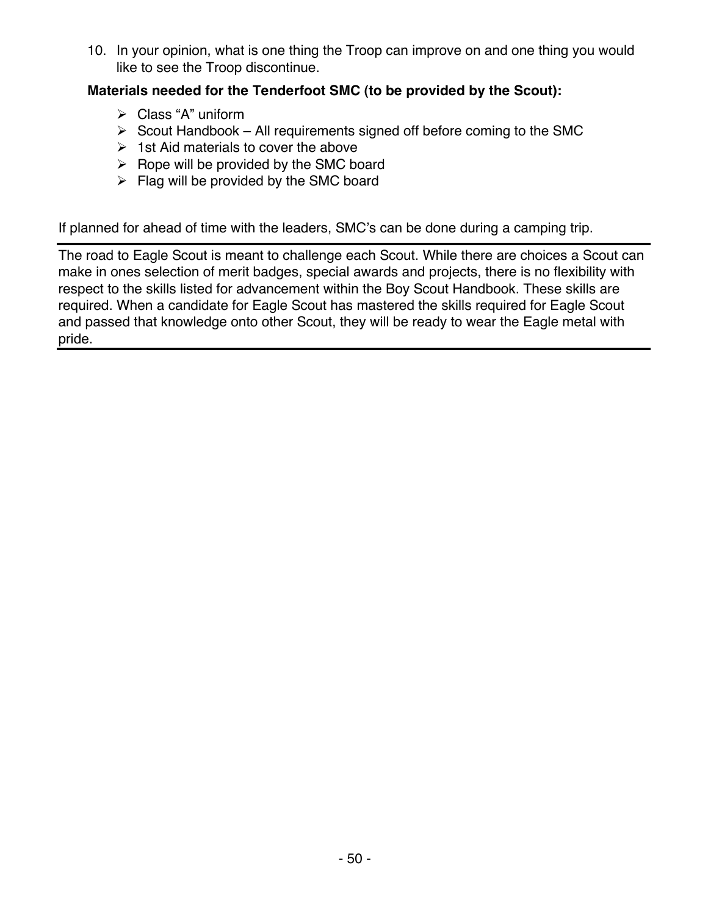10. In your opinion, what is one thing the Troop can improve on and one thing you would like to see the Troop discontinue.

**Materials needed for the Tenderfoot SMC (to be provided by the Scout):**

- Class “A” uniform
- Scout Handbook – All requirements signed off before coming to the SMC
- 1st Aid materials to cover the above
- Rope will be provided by the SMC board
- Flag will be provided by the SMC board

If planned for ahead of time with the leaders, SMC’s can be done during a camping trip.

---

The road to Eagle Scout is meant to challenge each Scout. While there are choices a Scout can make in ones selection of merit badges, special awards and projects, there is no flexibility with respect to the skills listed for advancement within the Boy Scout Handbook. These skills are required. When a candidate for Eagle Scout has mastered the skills required for Eagle Scout and passed that knowledge onto other Scout, they will be ready to wear the Eagle metal with pride.

---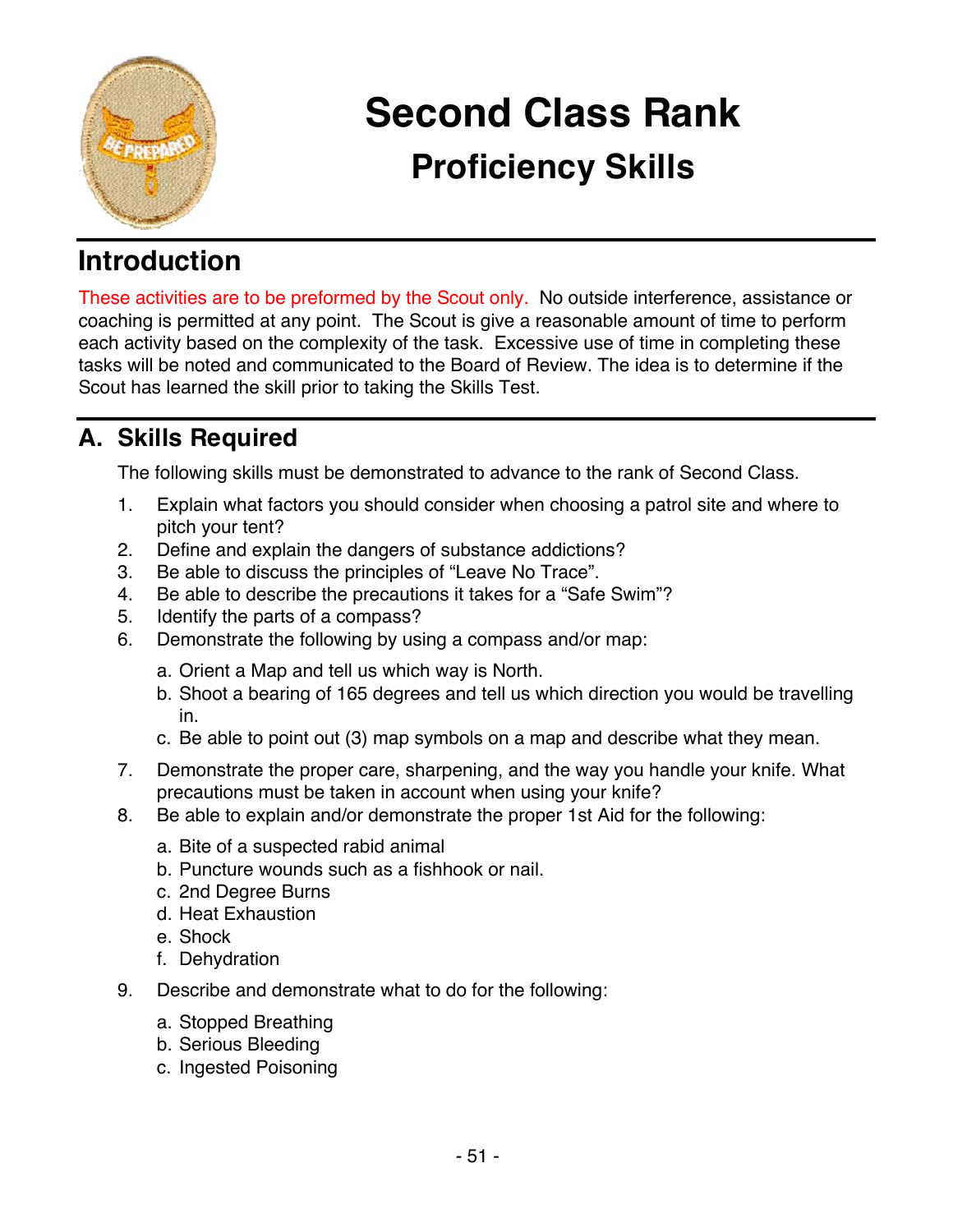# Second Class Rank

## Proficiency Skills

## Introduction

These activities are to be preformed by the Scout only. No outside interference, assistance or coaching is permitted at any point. The Scout is give a reasonable amount of time to perform each activity based on the complexity of the task. Excessive use of time in completing these tasks will be noted and communicated to the Board of Review. The idea is to determine if the Scout has learned the skill prior to taking the Skills Test.

## A. Skills Required

The following skills must be demonstrated to advance to the rank of Second Class.

1. Explain what factors you should consider when choosing a patrol site and where to pitch your tent?
2. Define and explain the dangers of substance addictions?
3. Be able to discuss the principles of "Leave No Trace".
4. Be able to describe the precautions it takes for a "Safe Swim"?
5. Identify the parts of a compass?
6. Demonstrate the following by using a compass and/or map:
   a. Orient a Map and tell us which way is North.
   b. Shoot a bearing of 165 degrees and tell us which direction you would be travelling in.
   c. Be able to point out (3) map symbols on a map and describe what they mean.
7. Demonstrate the proper care, sharpening, and the way you handle your knife. What precautions must be taken in account when using your knife?
8. Be able to explain and/or demonstrate the proper 1st Aid for the following:
   a. Bite of a suspected rabid animal
   b. Puncture wounds such as a fishhook or nail.
   c. 2nd Degree Burns
   d. Heat Exhaustion
   e. Shock
   f. Dehydration
9. Describe and demonstrate what to do for the following:
   a. Stopped Breathing
   b. Serious Bleeding
   c. Ingested Poisoning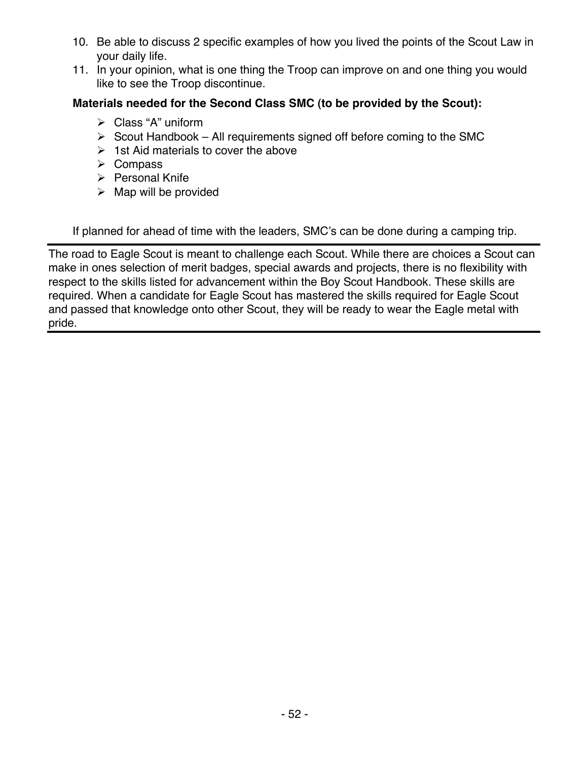10. Be able to discuss 2 specific examples of how you lived the points of the Scout Law in your daily life.
11. In your opinion, what is one thing the Troop can improve on and one thing you would like to see the Troop discontinue.

**Materials needed for the Second Class SMC (to be provided by the Scout):**

- Class "A" uniform
- Scout Handbook – All requirements signed off before coming to the SMC
- 1st Aid materials to cover the above
- Compass
- Personal Knife
- Map will be provided

If planned for ahead of time with the leaders, SMC's can be done during a camping trip.

---

The road to Eagle Scout is meant to challenge each Scout. While there are choices a Scout can make in ones selection of merit badges, special awards and projects, there is no flexibility with respect to the skills listed for advancement within the Boy Scout Handbook. These skills are required. When a candidate for Eagle Scout has mastered the skills required for Eagle Scout and passed that knowledge onto other Scout, they will be ready to wear the Eagle metal with pride.

---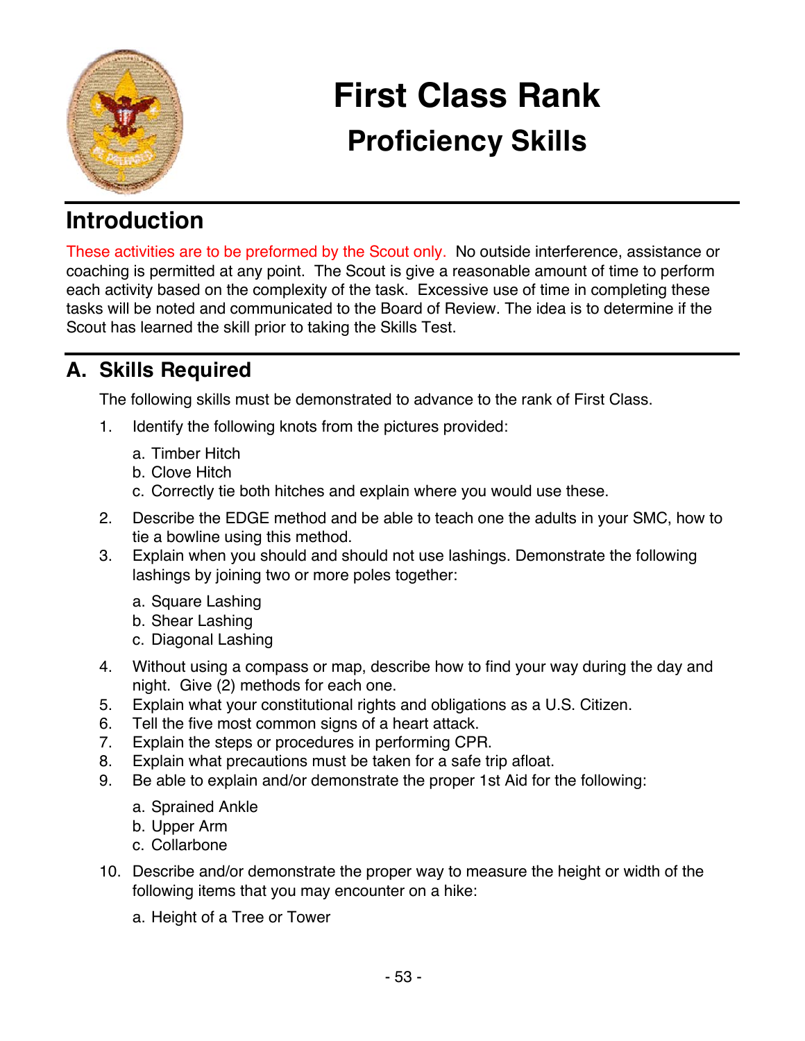# First Class Rank

## Proficiency Skills

## Introduction

These activities are to be preformed by the Scout only. No outside interference, assistance or coaching is permitted at any point. The Scout is give a reasonable amount of time to perform each activity based on the complexity of the task. Excessive use of time in completing these tasks will be noted and communicated to the Board of Review. The idea is to determine if the Scout has learned the skill prior to taking the Skills Test.

## A. Skills Required

The following skills must be demonstrated to advance to the rank of First Class.

1. Identify the following knots from the pictures provided:

   a. Timber Hitch
   b. Clove Hitch
   c. Correctly tie both hitches and explain where you would use these.

2. Describe the EDGE method and be able to teach one the adults in your SMC, how to tie a bowline using this method.
3. Explain when you should and should not use lashings. Demonstrate the following lashings by joining two or more poles together:

   a. Square Lashing
   b. Shear Lashing
   c. Diagonal Lashing

4. Without using a compass or map, describe how to find your way during the day and night. Give (2) methods for each one.
5. Explain what your constitutional rights and obligations as a U.S. Citizen.
6. Tell the five most common signs of a heart attack.
7. Explain the steps or procedures in performing CPR.
8. Explain what precautions must be taken for a safe trip afloat.
9. Be able to explain and/or demonstrate the proper 1st Aid for the following:

   a. Sprained Ankle
   b. Upper Arm
   c. Collarbone

10. Describe and/or demonstrate the proper way to measure the height or width of the following items that you may encounter on a hike:

    a. Height of a Tree or Tower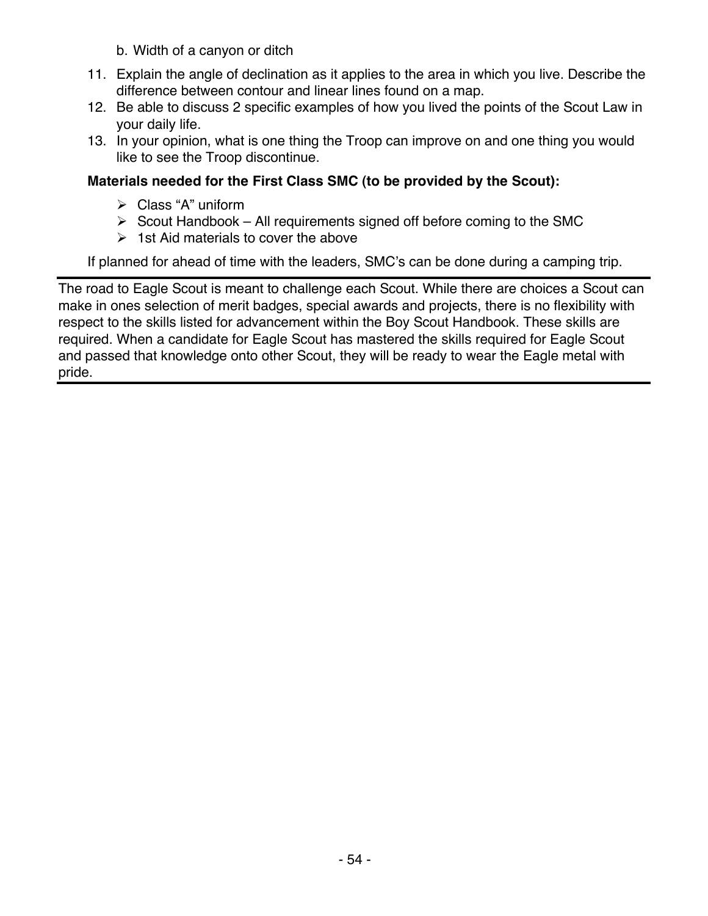b. Width of a canyon or ditch

11. Explain the angle of declination as it applies to the area in which you live. Describe the difference between contour and linear lines found on a map.
12. Be able to discuss 2 specific examples of how you lived the points of the Scout Law in your daily life.
13. In your opinion, what is one thing the Troop can improve on and one thing you would like to see the Troop discontinue.

**Materials needed for the First Class SMC (to be provided by the Scout):**

- Class “A” uniform
- Scout Handbook – All requirements signed off before coming to the SMC
- 1st Aid materials to cover the above

If planned for ahead of time with the leaders, SMC’s can be done during a camping trip.

---

The road to Eagle Scout is meant to challenge each Scout. While there are choices a Scout can make in ones selection of merit badges, special awards and projects, there is no flexibility with respect to the skills listed for advancement within the Boy Scout Handbook. These skills are required. When a candidate for Eagle Scout has mastered the skills required for Eagle Scout and passed that knowledge onto other Scout, they will be ready to wear the Eagle metal with pride.

---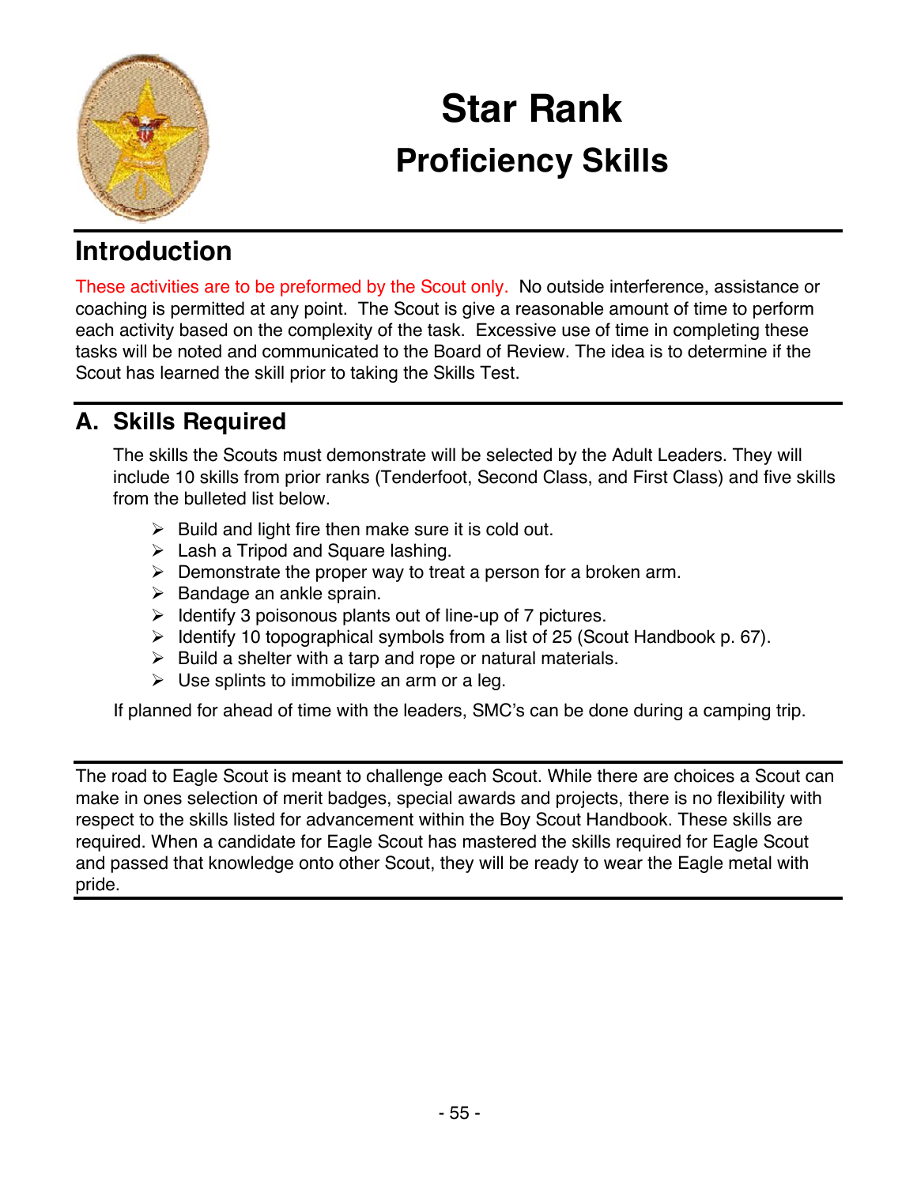# Star Rank

## Proficiency Skills

## Introduction

These activities are to be preformed by the Scout only. No outside interference, assistance or coaching is permitted at any point. The Scout is give a reasonable amount of time to perform each activity based on the complexity of the task. Excessive use of time in completing these tasks will be noted and communicated to the Board of Review. The idea is to determine if the Scout has learned the skill prior to taking the Skills Test.

## A. Skills Required

The skills the Scouts must demonstrate will be selected by the Adult Leaders. They will include 10 skills from prior ranks (Tenderfoot, Second Class, and First Class) and five skills from the bulleted list below.

- Build and light fire then make sure it is cold out.
- Lash a Tripod and Square lashing.
- Demonstrate the proper way to treat a person for a broken arm.
- Bandage an ankle sprain.
- Identify 3 poisonous plants out of line-up of 7 pictures.
- Identify 10 topographical symbols from a list of 25 (Scout Handbook p. 67).
- Build a shelter with a tarp and rope or natural materials.
- Use splints to immobilize an arm or a leg.

If planned for ahead of time with the leaders, SMC's can be done during a camping trip.

---

The road to Eagle Scout is meant to challenge each Scout. While there are choices a Scout can make in ones selection of merit badges, special awards and projects, there is no flexibility with respect to the skills listed for advancement within the Boy Scout Handbook. These skills are required. When a candidate for Eagle Scout has mastered the skills required for Eagle Scout and passed that knowledge onto other Scout, they will be ready to wear the Eagle metal with pride.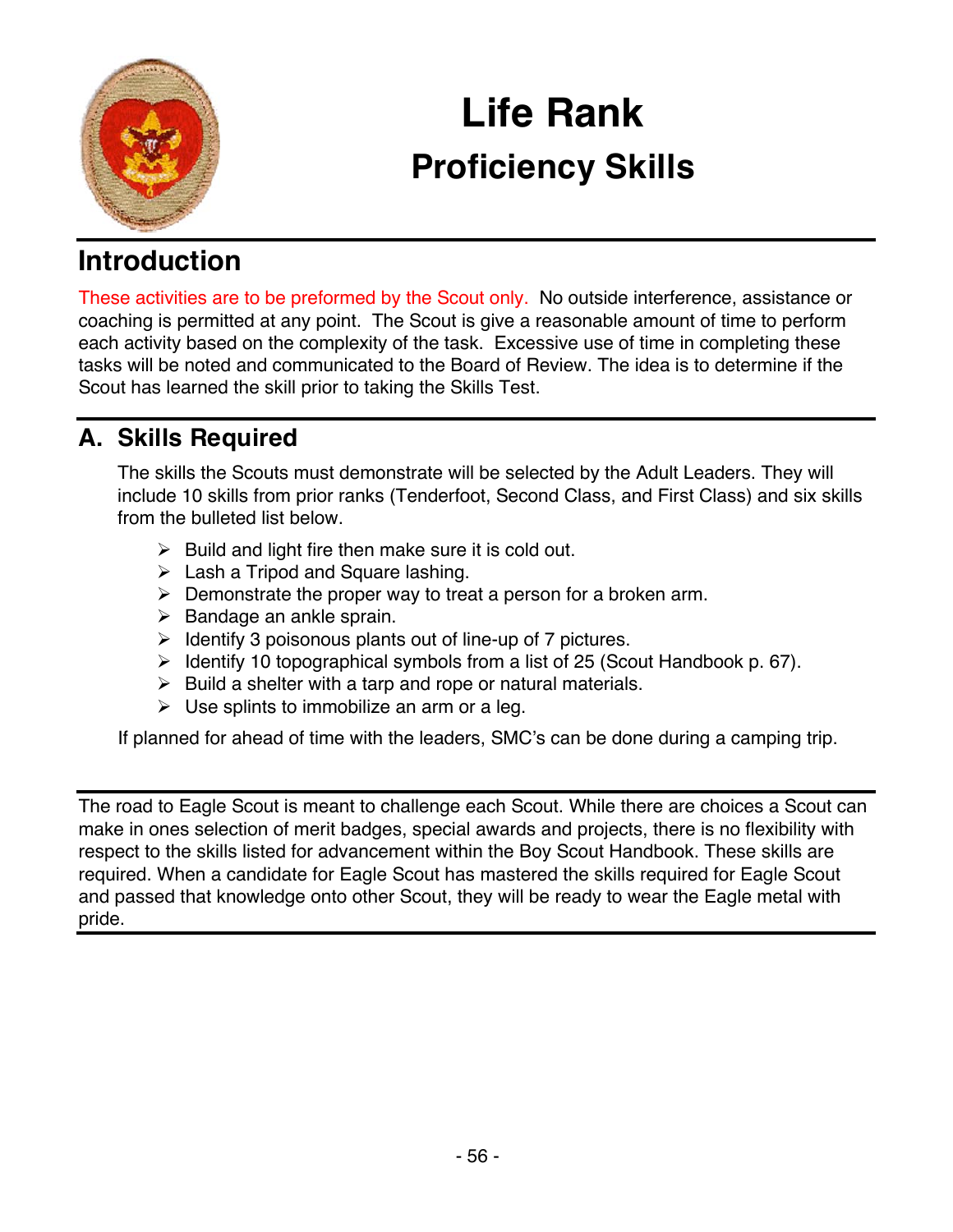# Life Rank

## Proficiency Skills

## Introduction

These activities are to be preformed by the Scout only. No outside interference, assistance or coaching is permitted at any point. The Scout is give a reasonable amount of time to perform each activity based on the complexity of the task. Excessive use of time in completing these tasks will be noted and communicated to the Board of Review. The idea is to determine if the Scout has learned the skill prior to taking the Skills Test.

## A. Skills Required

The skills the Scouts must demonstrate will be selected by the Adult Leaders. They will include 10 skills from prior ranks (Tenderfoot, Second Class, and First Class) and six skills from the bulleted list below.

- Build and light fire then make sure it is cold out.
- Lash a Tripod and Square lashing.
- Demonstrate the proper way to treat a person for a broken arm.
- Bandage an ankle sprain.
- Identify 3 poisonous plants out of line-up of 7 pictures.
- Identify 10 topographical symbols from a list of 25 (Scout Handbook p. 67).
- Build a shelter with a tarp and rope or natural materials.
- Use splints to immobilize an arm or a leg.

If planned for ahead of time with the leaders, SMC's can be done during a camping trip.

---

The road to Eagle Scout is meant to challenge each Scout. While there are choices a Scout can make in ones selection of merit badges, special awards and projects, there is no flexibility with respect to the skills listed for advancement within the Boy Scout Handbook. These skills are required. When a candidate for Eagle Scout has mastered the skills required for Eagle Scout and passed that knowledge onto other Scout, they will be ready to wear the Eagle metal with pride.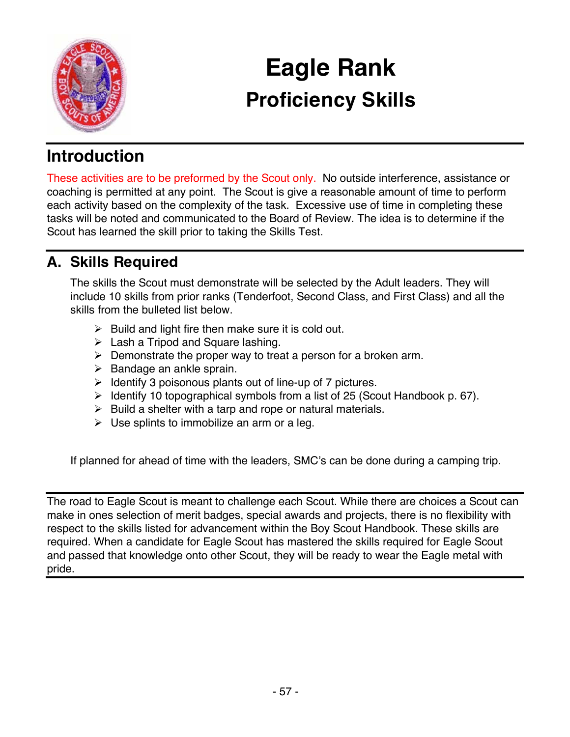# Eagle Rank

## Proficiency Skills

## Introduction

These activities are to be preformed by the Scout only. No outside interference, assistance or coaching is permitted at any point. The Scout is give a reasonable amount of time to perform each activity based on the complexity of the task. Excessive use of time in completing these tasks will be noted and communicated to the Board of Review. The idea is to determine if the Scout has learned the skill prior to taking the Skills Test.

## A. Skills Required

The skills the Scout must demonstrate will be selected by the Adult leaders. They will include 10 skills from prior ranks (Tenderfoot, Second Class, and First Class) and all the skills from the bulleted list below.

- Build and light fire then make sure it is cold out.
- Lash a Tripod and Square lashing.
- Demonstrate the proper way to treat a person for a broken arm.
- Bandage an ankle sprain.
- Identify 3 poisonous plants out of line-up of 7 pictures.
- Identify 10 topographical symbols from a list of 25 (Scout Handbook p. 67).
- Build a shelter with a tarp and rope or natural materials.
- Use splints to immobilize an arm or a leg.

If planned for ahead of time with the leaders, SMC's can be done during a camping trip.

---

The road to Eagle Scout is meant to challenge each Scout. While there are choices a Scout can make in ones selection of merit badges, special awards and projects, there is no flexibility with respect to the skills listed for advancement within the Boy Scout Handbook. These skills are required. When a candidate for Eagle Scout has mastered the skills required for Eagle Scout and passed that knowledge onto other Scout, they will be ready to wear the Eagle metal with pride.